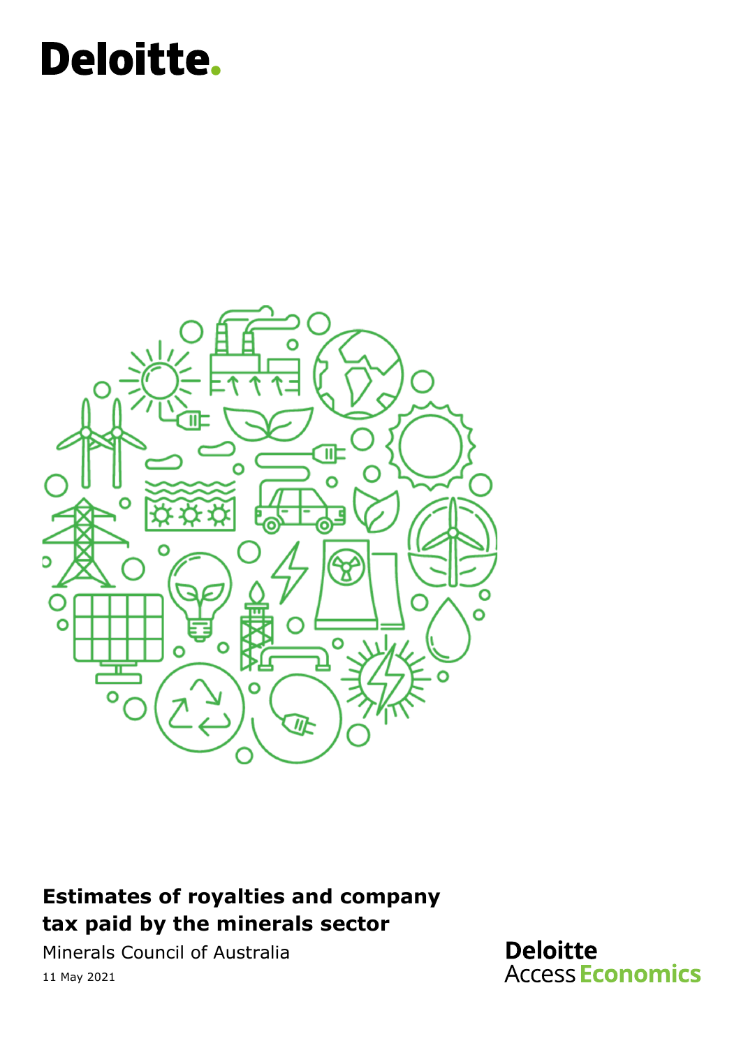Deloitte.

# Estimates of royalties and company tax paid by the minerals sector

Minerals Council of Australia

11 May 2021

Deloitte Access Economics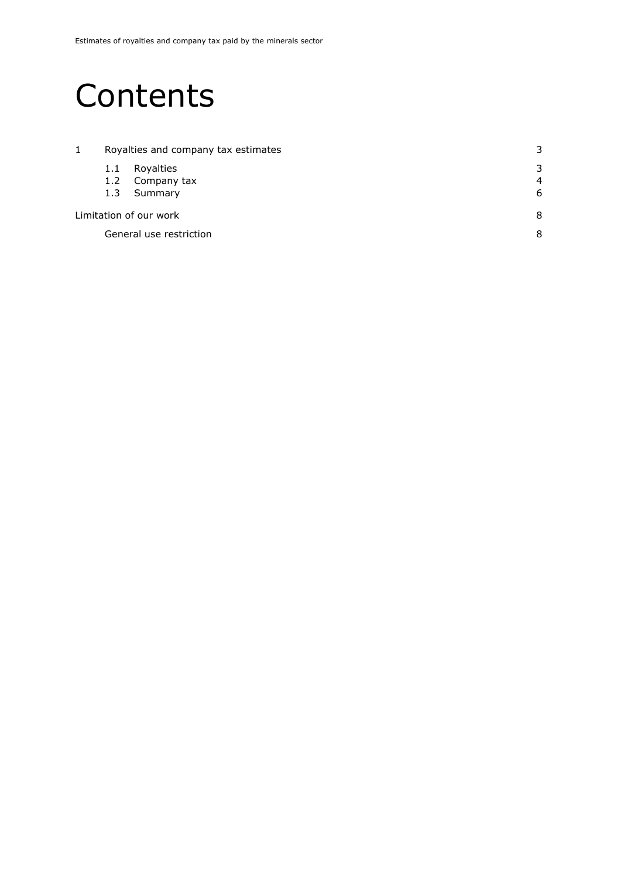# Contents

| | | |
|---|---|---|
| 1 | Royalties and company tax estimates | 3 |
| | 1.1 Royalties | 3 |
| | 1.2 Company tax | 4 |
| | 1.3 Summary | 6 |
| Limitation of our work | | 8 |
| | General use restriction | 8 |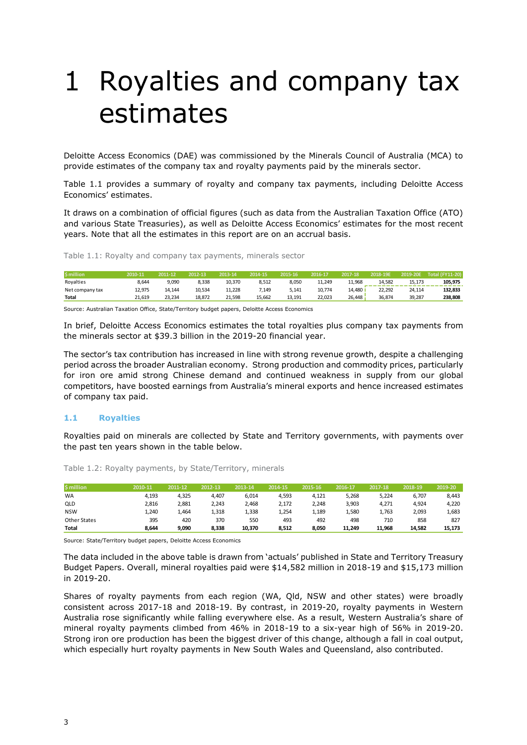# 1 Royalties and company tax estimates

Deloitte Access Economics (DAE) was commissioned by the Minerals Council of Australia (MCA) to provide estimates of the company tax and royalty payments paid by the minerals sector.

Table 1.1 provides a summary of royalty and company tax payments, including Deloitte Access Economics' estimates.

It draws on a combination of official figures (such as data from the Australian Taxation Office (ATO) and various State Treasuries), as well as Deloitte Access Economics' estimates for the most recent years. Note that all the estimates in this report are on an accrual basis.

Table 1.1: Royalty and company tax payments, minerals sector

| $ million | 2010-11 | 2011-12 | 2012-13 | 2013-14 | 2014-15 | 2015-16 | 2016-17 | 2017-18 | 2018-19E | 2019-20E | Total (FY11-20) |
|---|---|---|---|---|---|---|---|---|---|---|---|
| Royalties | 8,644 | 9,090 | 8,338 | 10,370 | 8,512 | 8,050 | 11,249 | 11,968 | 14,582 | 15,173 | **105,975** |
| Net company tax | 12,975 | 14,144 | 10,534 | 11,228 | 7,149 | 5,141 | 10,774 | 14,480 | 22,292 | 24,114 | **132,833** |
| **Total** | 21,619 | 23,234 | 18,872 | 21,598 | 15,662 | 13,191 | 22,023 | 26,448 | 36,874 | 39,287 | **238,808** |

Source: Australian Taxation Office, State/Territory budget papers, Deloitte Access Economics

In brief, Deloitte Access Economics estimates the total royalties plus company tax payments from the minerals sector at $39.3 billion in the 2019-20 financial year.

The sector's tax contribution has increased in line with strong revenue growth, despite a challenging period across the broader Australian economy. Strong production and commodity prices, particularly for iron ore amid strong Chinese demand and continued weakness in supply from our global competitors, have boosted earnings from Australia's mineral exports and hence increased estimates of company tax paid.

## 1.1 Royalties

Royalties paid on minerals are collected by State and Territory governments, with payments over the past ten years shown in the table below.

Table 1.2: Royalty payments, by State/Territory, minerals

| $ million | 2010-11 | 2011-12 | 2012-13 | 2013-14 | 2014-15 | 2015-16 | 2016-17 | 2017-18 | 2018-19 | 2019-20 |
|---|---|---|---|---|---|---|---|---|---|---|
| WA | 4,193 | 4,325 | 4,407 | 6,014 | 4,593 | 4,121 | 5,268 | 5,224 | 6,707 | 8,443 |
| QLD | 2,816 | 2,881 | 2,243 | 2,468 | 2,172 | 2,248 | 3,903 | 4,271 | 4,924 | 4,220 |
| NSW | 1,240 | 1,464 | 1,318 | 1,338 | 1,254 | 1,189 | 1,580 | 1,763 | 2,093 | 1,683 |
| Other States | 395 | 420 | 370 | 550 | 493 | 492 | 498 | 710 | 858 | 827 |
| **Total** | **8,644** | **9,090** | **8,338** | **10,370** | **8,512** | **8,050** | **11,249** | **11,968** | **14,582** | **15,173** |

Source: State/Territory budget papers, Deloitte Access Economics

The data included in the above table is drawn from 'actuals' published in State and Territory Treasury Budget Papers. Overall, mineral royalties paid were $14,582 million in 2018-19 and $15,173 million in 2019-20.

Shares of royalty payments from each region (WA, Qld, NSW and other states) were broadly consistent across 2017-18 and 2018-19. By contrast, in 2019-20, royalty payments in Western Australia rose significantly while falling everywhere else. As a result, Western Australia's share of mineral royalty payments climbed from 46% in 2018-19 to a six-year high of 56% in 2019-20. Strong iron ore production has been the biggest driver of this change, although a fall in coal output, which especially hurt royalty payments in New South Wales and Queensland, also contributed.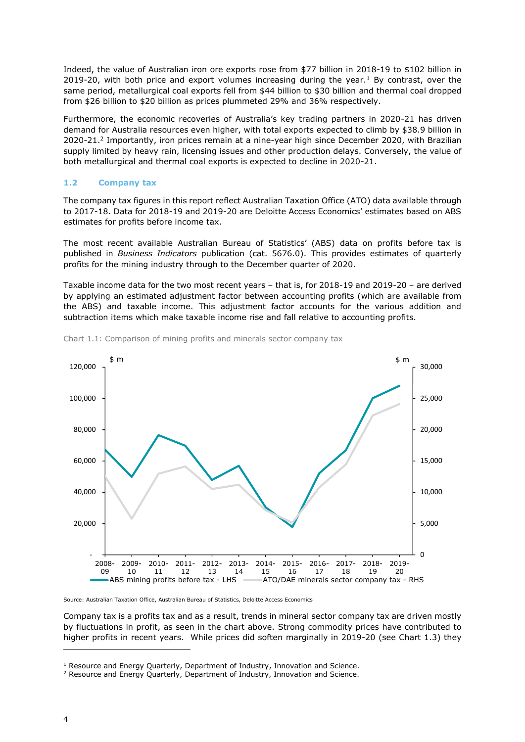Indeed, the value of Australian iron ore exports rose from $77 billion in 2018-19 to $102 billion in 2019-20, with both price and export volumes increasing during the year.[1] By contrast, over the same period, metallurgical coal exports fell from $44 billion to $30 billion and thermal coal dropped from $26 billion to $20 billion as prices plummeted 29% and 36% respectively.

Furthermore, the economic recoveries of Australia's key trading partners in 2020-21 has driven demand for Australia resources even higher, with total exports expected to climb by $38.9 billion in 2020-21.[2] Importantly, iron prices remain at a nine-year high since December 2020, with Brazilian supply limited by heavy rain, licensing issues and other production delays. Conversely, the value of both metallurgical and thermal coal exports is expected to decline in 2020-21.

### 1.2 Company tax

The company tax figures in this report reflect Australian Taxation Office (ATO) data available through to 2017-18. Data for 2018-19 and 2019-20 are Deloitte Access Economics' estimates based on ABS estimates for profits before income tax.

The most recent available Australian Bureau of Statistics' (ABS) data on profits before tax is published in *Business Indicators* publication (cat. 5676.0). This provides estimates of quarterly profits for the mining industry through to the December quarter of 2020.

Taxable income data for the two most recent years – that is, for 2018-19 and 2019-20 – are derived by applying an estimated adjustment factor between accounting profits (which are available from the ABS) and taxable income. This adjustment factor accounts for the various addition and subtraction items which make taxable income rise and fall relative to accounting profits.

Chart 1.1: Comparison of mining profits and minerals sector company tax

Source: Australian Taxation Office, Australian Bureau of Statistics, Deloitte Access Economics

Company tax is a profits tax and as a result, trends in mineral sector company tax are driven mostly by fluctuations in profit, as seen in the chart above. Strong commodity prices have contributed to higher profits in recent years. While prices did soften marginally in 2019-20 (see Chart 1.3) they

[1] Resource and Energy Quarterly, Department of Industry, Innovation and Science.
[2] Resource and Energy Quarterly, Department of Industry, Innovation and Science.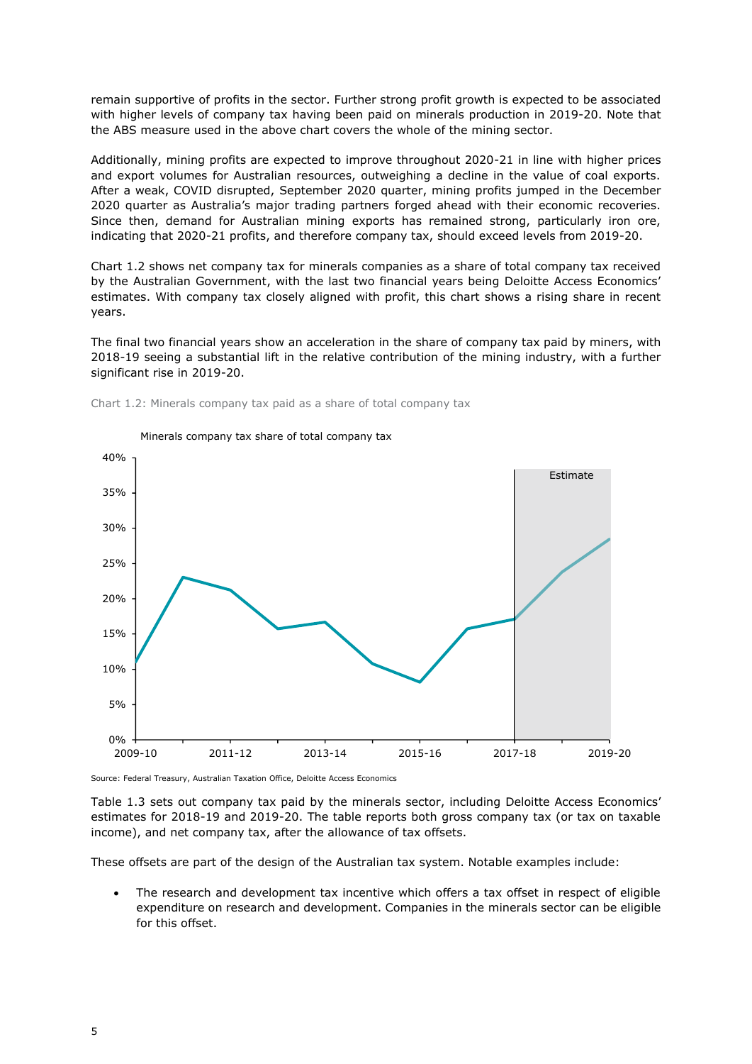remain supportive of profits in the sector. Further strong profit growth is expected to be associated with higher levels of company tax having been paid on minerals production in 2019-20. Note that the ABS measure used in the above chart covers the whole of the mining sector.

Additionally, mining profits are expected to improve throughout 2020-21 in line with higher prices and export volumes for Australian resources, outweighing a decline in the value of coal exports. After a weak, COVID disrupted, September 2020 quarter, mining profits jumped in the December 2020 quarter as Australia's major trading partners forged ahead with their economic recoveries. Since then, demand for Australian mining exports has remained strong, particularly iron ore, indicating that 2020-21 profits, and therefore company tax, should exceed levels from 2019-20.

Chart 1.2 shows net company tax for minerals companies as a share of total company tax received by the Australian Government, with the last two financial years being Deloitte Access Economics' estimates. With company tax closely aligned with profit, this chart shows a rising share in recent years.

The final two financial years show an acceleration in the share of company tax paid by miners, with 2018-19 seeing a substantial lift in the relative contribution of the mining industry, with a further significant rise in 2019-20.

Chart 1.2: Minerals company tax paid as a share of total company tax

Minerals company tax share of total company tax

Source: Federal Treasury, Australian Taxation Office, Deloitte Access Economics

Table 1.3 sets out company tax paid by the minerals sector, including Deloitte Access Economics' estimates for 2018-19 and 2019-20. The table reports both gross company tax (or tax on taxable income), and net company tax, after the allowance of tax offsets.

These offsets are part of the design of the Australian tax system. Notable examples include:

- The research and development tax incentive which offers a tax offset in respect of eligible expenditure on research and development. Companies in the minerals sector can be eligible for this offset.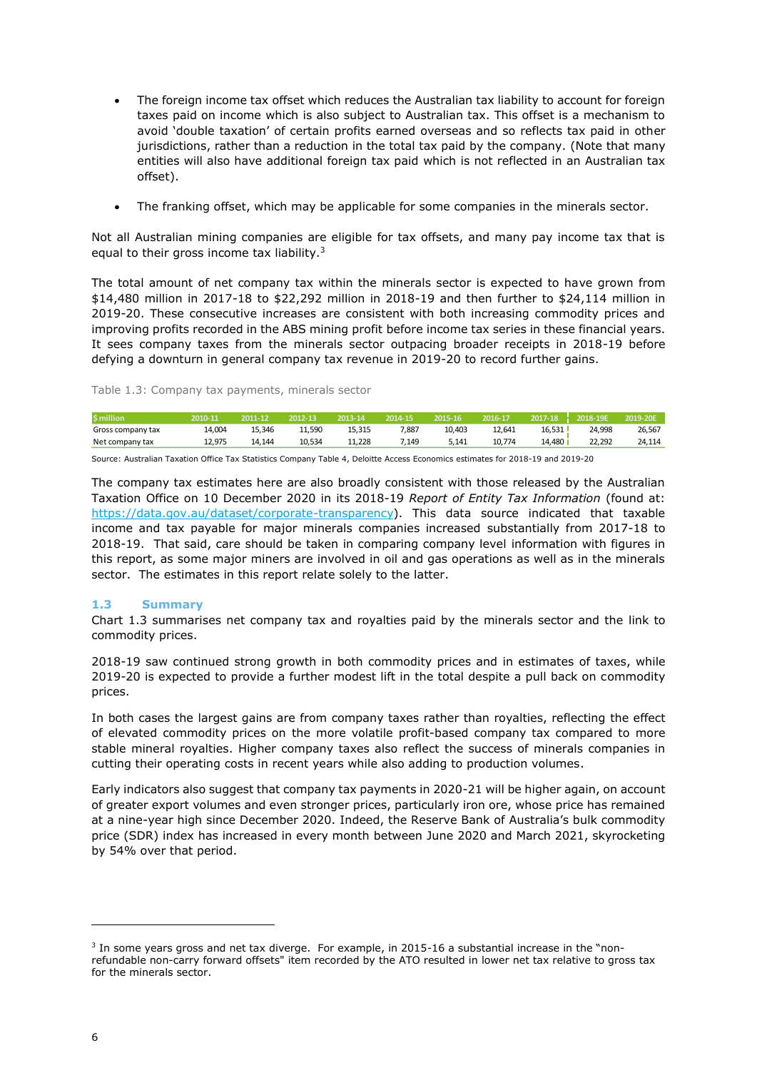- The foreign income tax offset which reduces the Australian tax liability to account for foreign taxes paid on income which is also subject to Australian tax. This offset is a mechanism to avoid 'double taxation' of certain profits earned overseas and so reflects tax paid in other jurisdictions, rather than a reduction in the total tax paid by the company. (Note that many entities will also have additional foreign tax paid which is not reflected in an Australian tax offset).

- The franking offset, which may be applicable for some companies in the minerals sector.

Not all Australian mining companies are eligible for tax offsets, and many pay income tax that is equal to their gross income tax liability.[3]

The total amount of net company tax within the minerals sector is expected to have grown from $14,480 million in 2017-18 to $22,292 million in 2018-19 and then further to $24,114 million in 2019-20. These consecutive increases are consistent with both increasing commodity prices and improving profits recorded in the ABS mining profit before income tax series in these financial years. It sees company taxes from the minerals sector outpacing broader receipts in 2018-19 before defying a downturn in general company tax revenue in 2019-20 to record further gains.

Table 1.3: Company tax payments, minerals sector

| $ million | 2010-11 | 2011-12 | 2012-13 | 2013-14 | 2014-15 | 2015-16 | 2016-17 | 2017-18 | 2018-19E | 2019-20E |
|---|---|---|---|---|---|---|---|---|---|---|
| Gross company tax | 14,004 | 15,346 | 11,590 | 15,315 | 7,887 | 10,403 | 12,641 | 16,531 | 24,998 | 26,567 |
| Net company tax | 12,975 | 14,144 | 10,534 | 11,228 | 7,149 | 5,141 | 10,774 | 14,480 | 22,292 | 24,114 |

Source: Australian Taxation Office Tax Statistics Company Table 4, Deloitte Access Economics estimates for 2018-19 and 2019-20

The company tax estimates here are also broadly consistent with those released by the Australian Taxation Office on 10 December 2020 in its 2018-19 *Report of Entity Tax Information* (found at: https://data.gov.au/dataset/corporate-transparency). This data source indicated that taxable income and tax payable for major minerals companies increased substantially from 2017-18 to 2018-19. That said, care should be taken in comparing company level information with figures in this report, as some major miners are involved in oil and gas operations as well as in the minerals sector. The estimates in this report relate solely to the latter.

### 1.3 Summary

Chart 1.3 summarises net company tax and royalties paid by the minerals sector and the link to commodity prices.

2018-19 saw continued strong growth in both commodity prices and in estimates of taxes, while 2019-20 is expected to provide a further modest lift in the total despite a pull back on commodity prices.

In both cases the largest gains are from company taxes rather than royalties, reflecting the effect of elevated commodity prices on the more volatile profit-based company tax compared to more stable mineral royalties. Higher company taxes also reflect the success of minerals companies in cutting their operating costs in recent years while also adding to production volumes.

Early indicators also suggest that company tax payments in 2020-21 will be higher again, on account of greater export volumes and even stronger prices, particularly iron ore, whose price has remained at a nine-year high since December 2020. Indeed, the Reserve Bank of Australia's bulk commodity price (SDR) index has increased in every month between June 2020 and March 2021, skyrocketing by 54% over that period.

---

[3] In some years gross and net tax diverge. For example, in 2015-16 a substantial increase in the "non-refundable non-carry forward offsets" item recorded by the ATO resulted in lower net tax relative to gross tax for the minerals sector.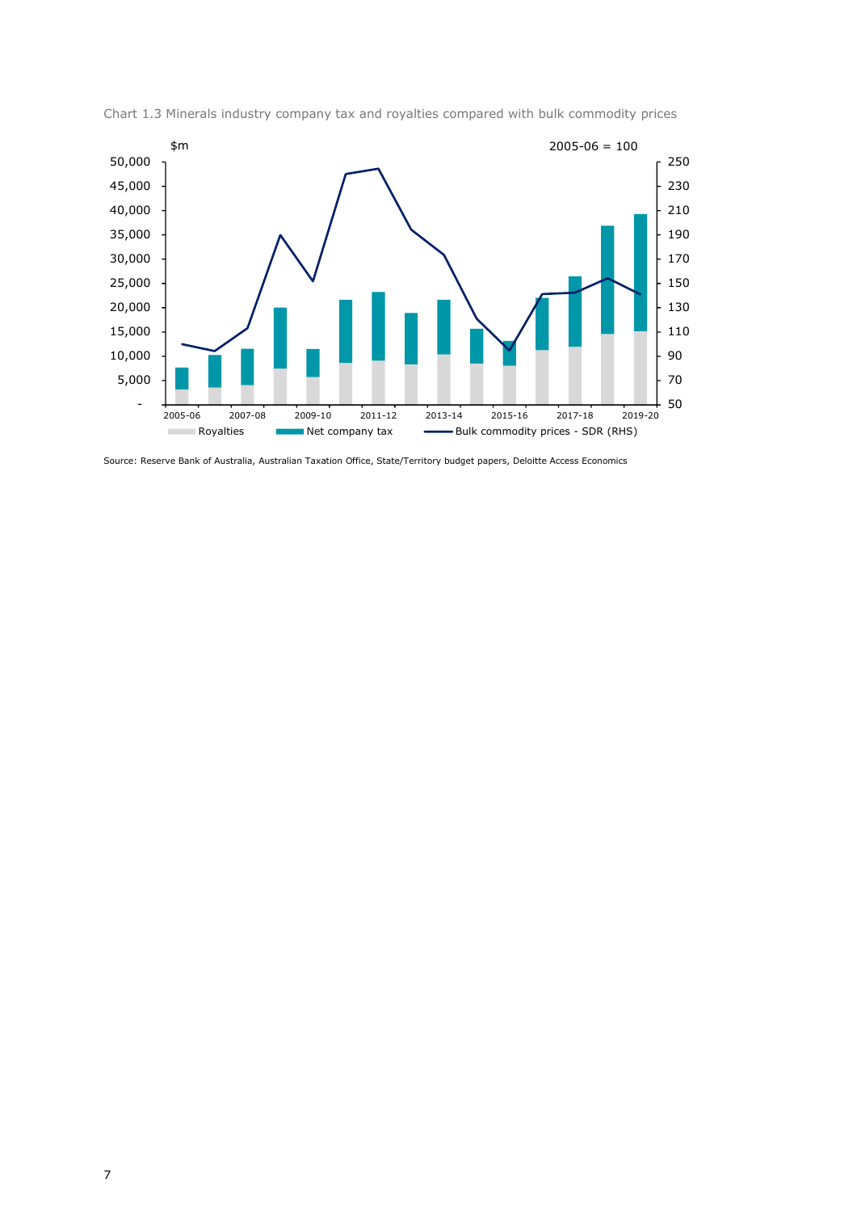Chart 1.3 Minerals industry company tax and royalties compared with bulk commodity prices

Source: Reserve Bank of Australia, Australian Taxation Office, State/Territory budget papers, Deloitte Access Economics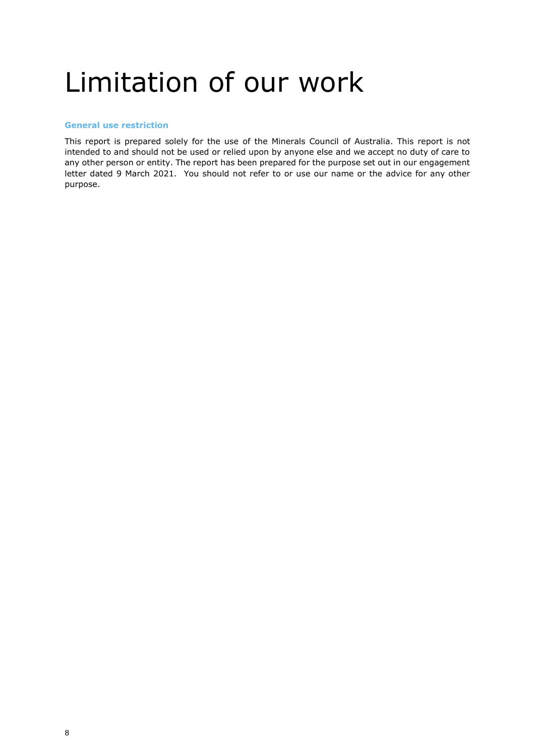# Limitation of our work

### General use restriction

This report is prepared solely for the use of the Minerals Council of Australia. This report is not intended to and should not be used or relied upon by anyone else and we accept no duty of care to any other person or entity. The report has been prepared for the purpose set out in our engagement letter dated 9 March 2021. You should not refer to or use our name or the advice for any other purpose.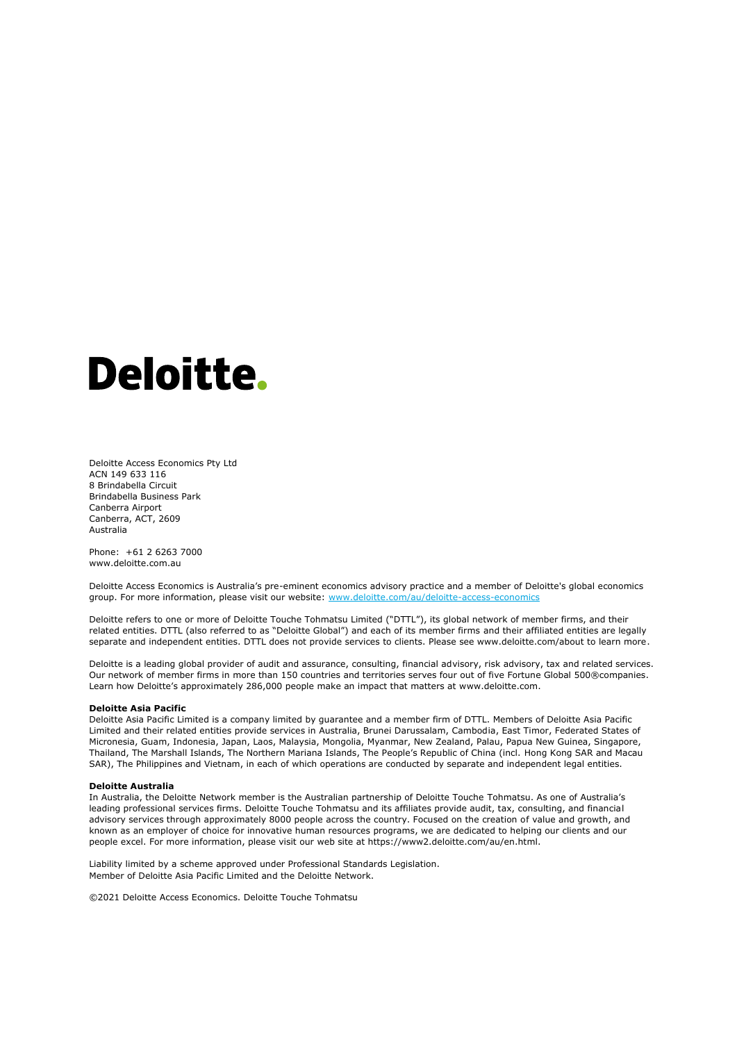# Deloitte.

Deloitte Access Economics Pty Ltd
ACN 149 633 116
8 Brindabella Circuit
Brindabella Business Park
Canberra Airport
Canberra, ACT, 2609
Australia

Phone: +61 2 6263 7000
www.deloitte.com.au

Deloitte Access Economics is Australia's pre-eminent economics advisory practice and a member of Deloitte's global economics group. For more information, please visit our website: www.deloitte.com/au/deloitte-access-economics

Deloitte refers to one or more of Deloitte Touche Tohmatsu Limited ("DTTL"), its global network of member firms, and their related entities. DTTL (also referred to as "Deloitte Global") and each of its member firms and their affiliated entities are legally separate and independent entities. DTTL does not provide services to clients. Please see www.deloitte.com/about to learn more.

Deloitte is a leading global provider of audit and assurance, consulting, financial advisory, risk advisory, tax and related services. Our network of member firms in more than 150 countries and territories serves four out of five Fortune Global 500®companies. Learn how Deloitte's approximately 286,000 people make an impact that matters at www.deloitte.com.

**Deloitte Asia Pacific**
Deloitte Asia Pacific Limited is a company limited by guarantee and a member firm of DTTL. Members of Deloitte Asia Pacific Limited and their related entities provide services in Australia, Brunei Darussalam, Cambodia, East Timor, Federated States of Micronesia, Guam, Indonesia, Japan, Laos, Malaysia, Mongolia, Myanmar, New Zealand, Palau, Papua New Guinea, Singapore, Thailand, The Marshall Islands, The Northern Mariana Islands, The People's Republic of China (incl. Hong Kong SAR and Macau SAR), The Philippines and Vietnam, in each of which operations are conducted by separate and independent legal entities.

**Deloitte Australia**
In Australia, the Deloitte Network member is the Australian partnership of Deloitte Touche Tohmatsu. As one of Australia's leading professional services firms. Deloitte Touche Tohmatsu and its affiliates provide audit, tax, consulting, and financial advisory services through approximately 8000 people across the country. Focused on the creation of value and growth, and known as an employer of choice for innovative human resources programs, we are dedicated to helping our clients and our people excel. For more information, please visit our web site at https://www2.deloitte.com/au/en.html.

Liability limited by a scheme approved under Professional Standards Legislation.
Member of Deloitte Asia Pacific Limited and the Deloitte Network.

©2021 Deloitte Access Economics. Deloitte Touche Tohmatsu